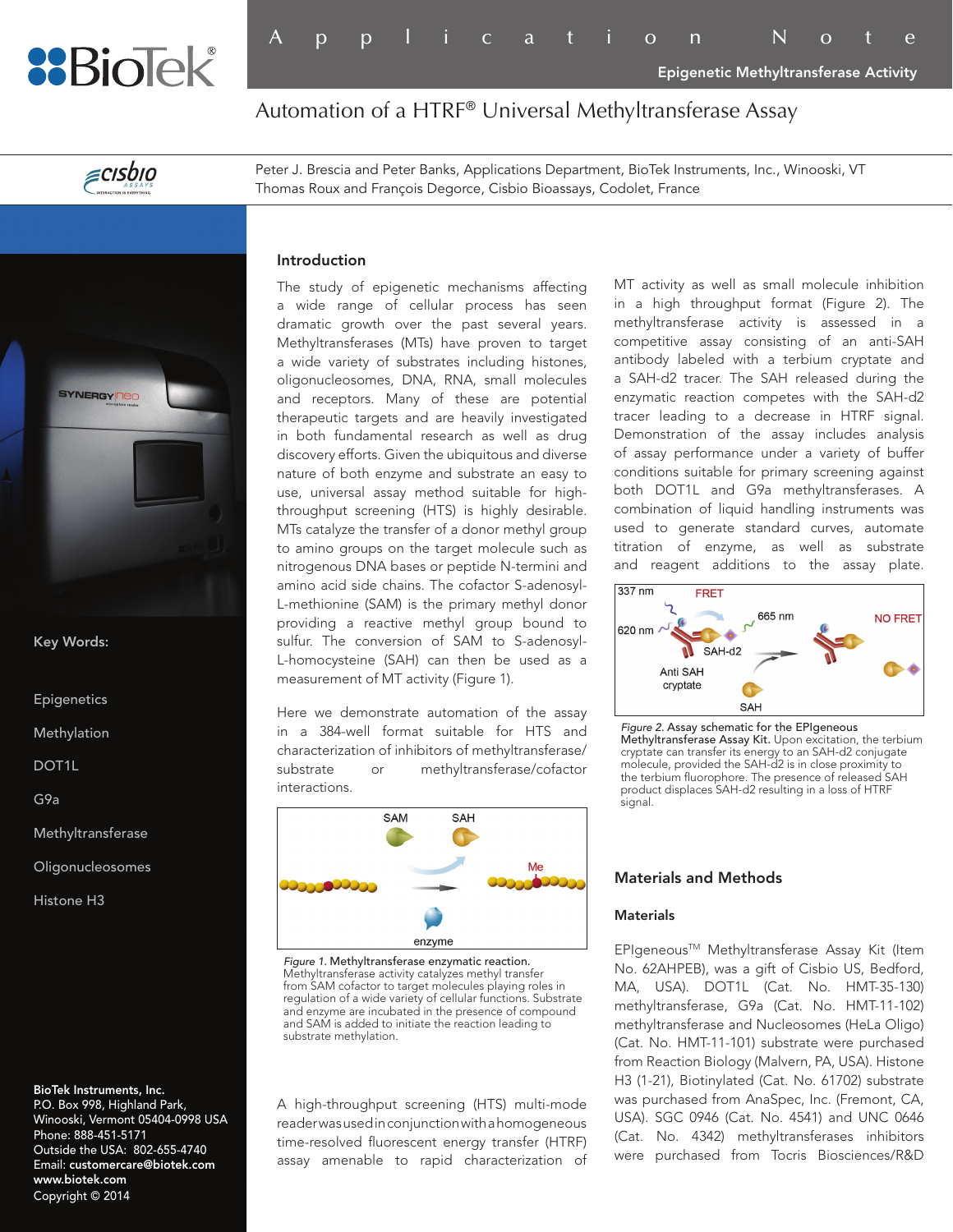# Automation of a HTRF® Universal Methyltransferase Assay

**Application Note** — Epigenetic Methyltransferase Activity

Peter J. Brescia and Peter Banks, Applications Department, BioTek Instruments, Inc., Winooski, VT
Thomas Roux and François Degorce, Cisbio Bioassays, Codolet, France

**Key Words:**

Epigenetics

Methylation

DOT1L

G9a

Methyltransferase

Oligonucleosomes

Histone H3

**BioTek Instruments, Inc.**
P.O. Box 998, Highland Park,
Winooski, Vermont 05404-0998 USA
Phone: 888-451-5171
Outside the USA: 802-655-4740
Email: **customercare@biotek.com**
**www.biotek.com**
Copyright © 2014

## Introduction

The study of epigenetic mechanisms affecting a wide range of cellular process has seen dramatic growth over the past several years. Methyltransferases (MTs) have proven to target a wide variety of substrates including histones, oligonucleosomes, DNA, RNA, small molecules and receptors. Many of these are potential therapeutic targets and are heavily investigated in both fundamental research as well as drug discovery efforts. Given the ubiquitous and diverse nature of both enzyme and substrate an easy to use, universal assay method suitable for high-throughput screening (HTS) is highly desirable. MTs catalyze the transfer of a donor methyl group to amino groups on the target molecule such as nitrogenous DNA bases or peptide N-termini and amino acid side chains. The cofactor S-adenosyl-L-methionine (SAM) is the primary methyl donor providing a reactive methyl group bound to sulfur. The conversion of SAM to S-adenosyl-L-homocysteine (SAH) can then be used as a measurement of MT activity (Figure 1).

Here we demonstrate automation of the assay in a 384-well format suitable for HTS and characterization of inhibitors of methyltransferase/substrate or methyltransferase/cofactor interactions.

*Figure 1.* **Methyltransferase enzymatic reaction.** Methyltransferase activity catalyzes methyl transfer from SAM cofactor to target molecules playing roles in regulation of a wide variety of cellular functions. Substrate and enzyme are incubated in the presence of compound and SAM is added to initiate the reaction leading to substrate methylation.

A high-throughput screening (HTS) multi-mode reader was used in conjunction with a homogeneous time-resolved fluorescent energy transfer (HTRF) assay amenable to rapid characterization of MT activity as well as small molecule inhibition in a high throughput format (Figure 2). The methyltransferase activity is assessed in a competitive assay consisting of an anti-SAH antibody labeled with a terbium cryptate and a SAH-d2 tracer. The SAH released during the enzymatic reaction competes with the SAH-d2 tracer leading to a decrease in HTRF signal. Demonstration of the assay includes analysis of assay performance under a variety of buffer conditions suitable for primary screening against both DOT1L and G9a methyltransferases. A combination of liquid handling instruments was used to generate standard curves, automate titration of enzyme, as well as substrate and reagent additions to the assay plate.

*Figure 2.* **Assay schematic for the EPIgeneous Methyltransferase Assay Kit.** Upon excitation, the terbium cryptate can transfer its energy to an SAH-d2 conjugate molecule, provided the SAH-d2 is in close proximity to the terbium fluorophore. The presence of released SAH product displaces SAH-d2 resulting in a loss of HTRF signal.

## Materials and Methods

### Materials

EPIgeneous™ Methyltransferase Assay Kit (Item No. 62AHPEB), was a gift of Cisbio US, Bedford, MA, USA). DOT1L (Cat. No. HMT-35-130) methyltransferase, G9a (Cat. No. HMT-11-102) methyltransferase and Nucleosomes (HeLa Oligo) (Cat. No. HMT-11-101) substrate were purchased from Reaction Biology (Malvern, PA, USA). Histone H3 (1-21), Biotinylated (Cat. No. 61702) substrate was purchased from AnaSpec, Inc. (Fremont, CA, USA). SGC 0946 (Cat. No. 4541) and UNC 0646 (Cat. No. 4342) methyltransferases inhibitors were purchased from Tocris Biosciences/R&D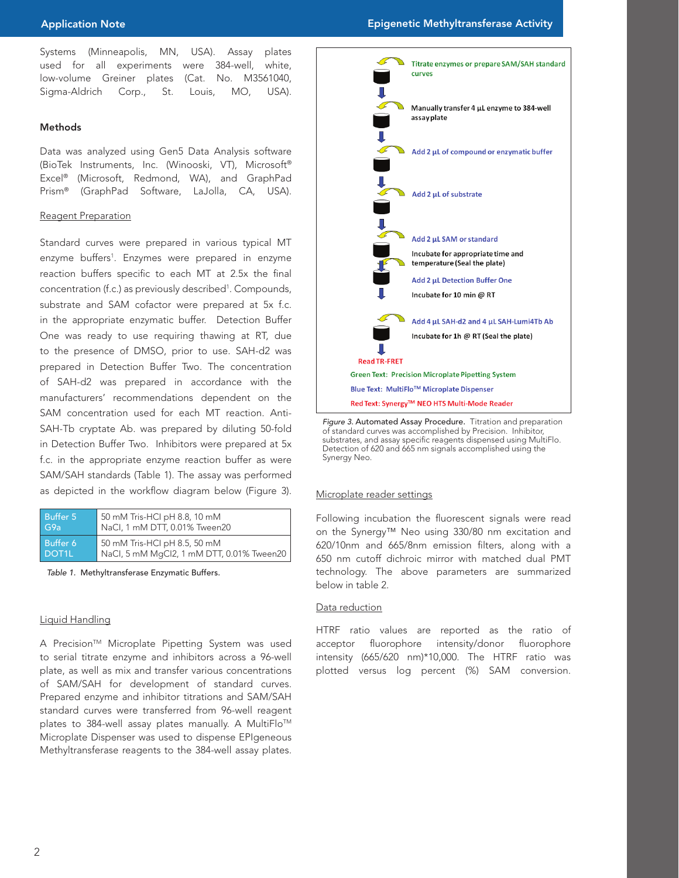Systems (Minneapolis, MN, USA). Assay plates used for all experiments were 384-well, white, low-volume Greiner plates (Cat. No. M3561040, Sigma-Aldrich Corp., St. Louis, MO, USA).

## Methods

Data was analyzed using Gen5 Data Analysis software (BioTek Instruments, Inc. (Winooski, VT), Microsoft® Excel® (Microsoft, Redmond, WA), and GraphPad Prism® (GraphPad Software, LaJolla, CA, USA).

### Reagent Preparation

Standard curves were prepared in various typical MT enzyme buffers[1]. Enzymes were prepared in enzyme reaction buffers specific to each MT at 2.5x the final concentration (f.c.) as previously described[1]. Compounds, substrate and SAM cofactor were prepared at 5x f.c. in the appropriate enzymatic buffer. Detection Buffer One was ready to use requiring thawing at RT, due to the presence of DMSO, prior to use. SAH-d2 was prepared in Detection Buffer Two. The concentration of SAH-d2 was prepared in accordance with the manufacturers' recommendations dependent on the SAM concentration used for each MT reaction. Anti-SAH-Tb cryptate Ab. was prepared by diluting 50-fold in Detection Buffer Two. Inhibitors were prepared at 5x f.c. in the appropriate enzyme reaction buffer as were SAM/SAH standards (Table 1). The assay was performed as depicted in the workflow diagram below (Figure 3).

| Buffer | Composition |
|---|---|
| Buffer 5 G9a | 50 mM Tris-HCl pH 8.8, 10 mM NaCl, 1 mM DTT, 0.01% Tween20 |
| Buffer 6 DOT1L | 50 mM Tris-HCl pH 8.5, 50 mM NaCl, 5 mM MgCl2, 1 mM DTT, 0.01% Tween20 |

*Table 1.* Methyltransferase Enzymatic Buffers.

### Liquid Handling

A Precision™ Microplate Pipetting System was used to serial titrate enzyme and inhibitors across a 96-well plate, as well as mix and transfer various concentrations of SAM/SAH for development of standard curves. Prepared enzyme and inhibitor titrations and SAM/SAH standard curves were transferred from 96-well reagent plates to 384-well assay plates manually. A MultiFlo™ Microplate Dispenser was used to dispense EPIgeneous Methyltransferase reagents to the 384-well assay plates.

- Titrate enzymes or prepare SAM/SAH standard curves
- Manually transfer 4 µL enzyme to 384-well assay plate
- Add 2 µL of compound or enzymatic buffer
- Add 2 µL of substrate
- Add 2 µL SAM or standard
- Incubate for appropriate time and temperature (Seal the plate)
- Add 2 µL Detection Buffer One
- Incubate for 10 min @ RT
- Add 4 µL SAH-d2 and 4 µL SAH-Lumi4Tb Ab
- Incubate for 1h @ RT (Seal the plate)
- Read TR-FRET

Green Text: Precision Microplate Pipetting System
Blue Text: MultiFlo™ Microplate Dispenser
Red Text: Synergy™ NEO HTS Multi-Mode Reader

*Figure 3.* Automated Assay Procedure. Titration and preparation of standard curves was accomplished by Precision. Inhibitor, substrates, and assay specific reagents dispensed using MultiFlo. Detection of 620 and 665 nm signals accomplished using the Synergy Neo.

### Microplate reader settings

Following incubation the fluorescent signals were read on the Synergy™ Neo using 330/80 nm excitation and 620/10nm and 665/8nm emission filters, along with a 650 nm cutoff dichroic mirror with matched dual PMT technology. The above parameters are summarized below in table 2.

### Data reduction

HTRF ratio values are reported as the ratio of acceptor fluorophore intensity/donor fluorophore intensity (665/620 nm)*10,000. The HTRF ratio was plotted versus log percent (%) SAM conversion.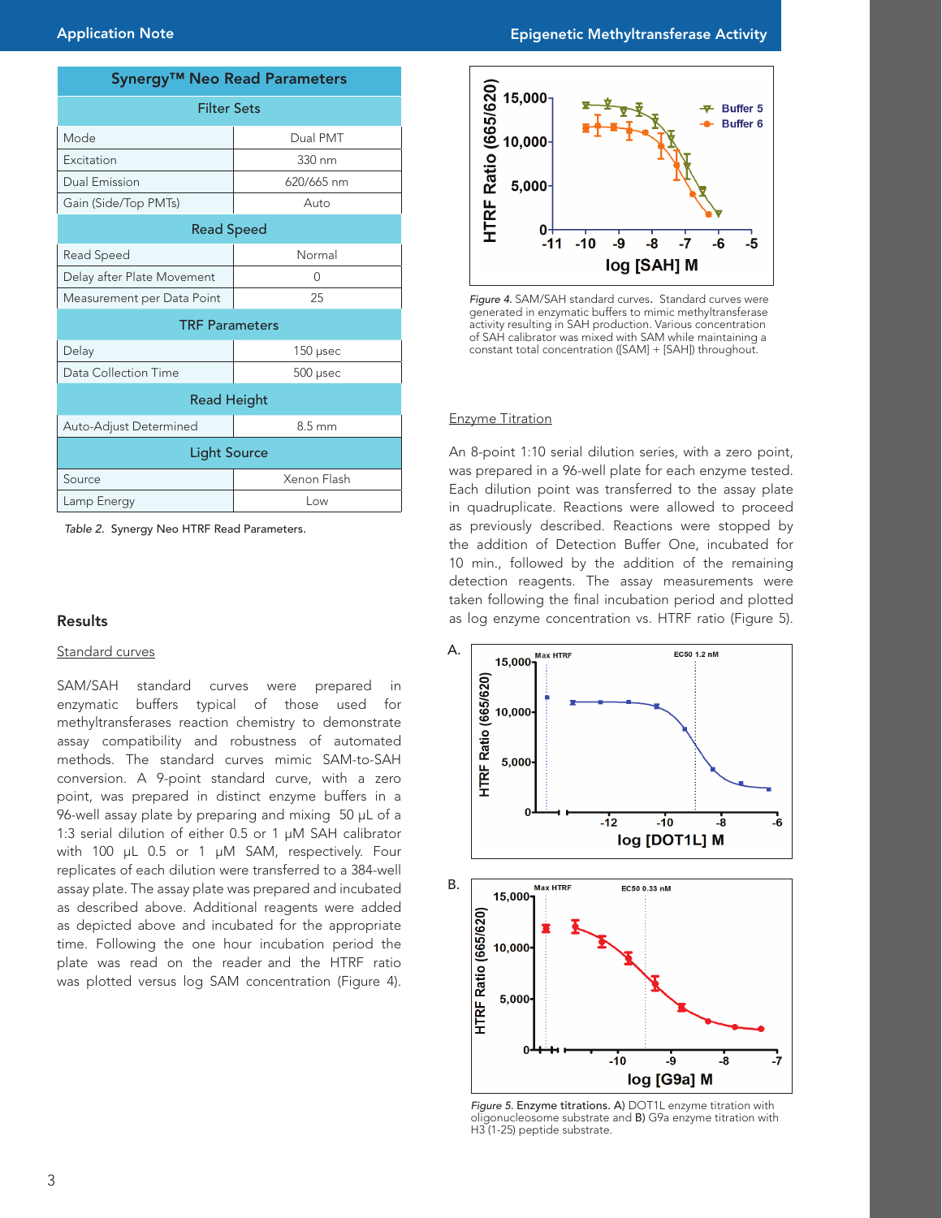| Synergy™ Neo Read Parameters | |
|---|---|
| **Filter Sets** | |
| Mode | Dual PMT |
| Excitation | 330 nm |
| Dual Emission | 620/665 nm |
| Gain (Side/Top PMTs) | Auto |
| **Read Speed** | |
| Read Speed | Normal |
| Delay after Plate Movement | 0 |
| Measurement per Data Point | 25 |
| **TRF Parameters** | |
| Delay | 150 µsec |
| Data Collection Time | 500 µsec |
| **Read Height** | |
| Auto-Adjust Determined | 8.5 mm |
| **Light Source** | |
| Source | Xenon Flash |
| Lamp Energy | Low |

*Table 2.* Synergy Neo HTRF Read Parameters.

## Results

### Standard curves

SAM/SAH standard curves were prepared in enzymatic buffers typical of those used for methyltransferases reaction chemistry to demonstrate assay compatibility and robustness of automated methods. The standard curves mimic SAM-to-SAH conversion. A 9-point standard curve, with a zero point, was prepared in distinct enzyme buffers in a 96-well assay plate by preparing and mixing 50 µL of a 1:3 serial dilution of either 0.5 or 1 µM SAH calibrator with 100 µL 0.5 or 1 µM SAM, respectively. Four replicates of each dilution were transferred to a 384-well assay plate. The assay plate was prepared and incubated as described above. Additional reagents were added as depicted above and incubated for the appropriate time. Following the one hour incubation period the plate was read on the reader and the HTRF ratio was plotted versus log SAM concentration (Figure 4).

*Figure 4.* SAM/SAH standard curves. Standard curves were generated in enzymatic buffers to mimic methyltransferase activity resulting in SAH production. Various concentration of SAH calibrator was mixed with SAM while maintaining a constant total concentration ([SAM] + [SAH]) throughout.

### Enzyme Titration

An 8-point 1:10 serial dilution series, with a zero point, was prepared in a 96-well plate for each enzyme tested. Each dilution point was transferred to the assay plate in quadruplicate. Reactions were allowed to proceed as previously described. Reactions were stopped by the addition of Detection Buffer One, incubated for 10 min., followed by the addition of the remaining detection reagents. The assay measurements were taken following the final incubation period and plotted as log enzyme concentration vs. HTRF ratio (Figure 5).

*Figure 5.* Enzyme titrations. A) DOT1L enzyme titration with oligonucleosome substrate and B) G9a enzyme titration with H3 (1-25) peptide substrate.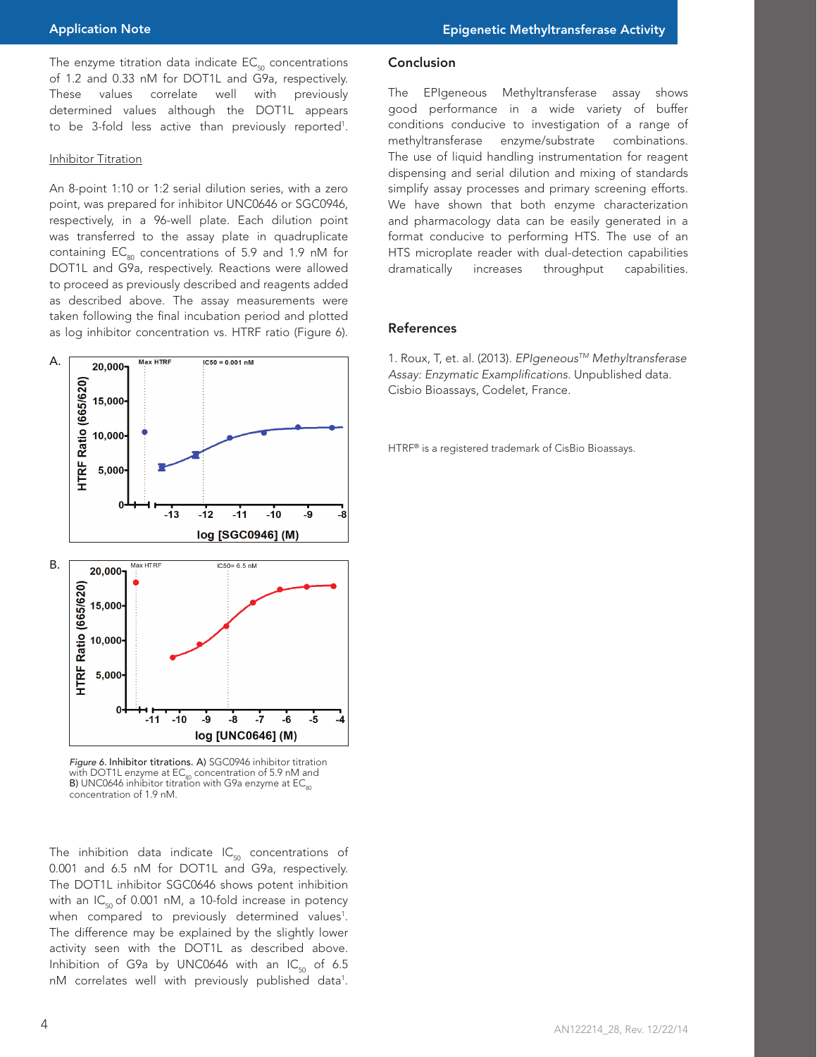The enzyme titration data indicate $EC_{50}$ concentrations of 1.2 and 0.33 nM for DOT1L and G9a, respectively. These values correlate well with previously determined values although the DOT1L appears to be 3-fold less active than previously reported[1].

Inhibitor Titration

An 8-point 1:10 or 1:2 serial dilution series, with a zero point, was prepared for inhibitor UNC0646 or SGC0946, respectively, in a 96-well plate. Each dilution point was transferred to the assay plate in quadruplicate containing $EC_{80}$ concentrations of 5.9 and 1.9 nM for DOT1L and G9a, respectively. Reactions were allowed to proceed as previously described and reagents added as described above. The assay measurements were taken following the final incubation period and plotted as log inhibitor concentration vs. HTRF ratio (Figure 6).

A.

Max HTRF
IC50 = 0.001 nM
20,000
15,000
10,000
5,000
0
HTRF Ratio (665/620)
-13 -12 -11 -10 -9 -8
log [SGC0946] (M)

B.

Max HTRF
IC50= 6.5 nM
20,000
15,000
10,000
5,000
0
HTRF Ratio (665/620)
-11 -10 -9 -8 -7 -6 -5 -4
log [UNC0646] (M)

*Figure 6.* Inhibitor titrations. A) SGC0946 inhibitor titration with DOT1L enzyme at $EC_{80}$ concentration of 5.9 nM and B) UNC0646 inhibitor titration with G9a enzyme at $EC_{80}$ concentration of 1.9 nM.

The inhibition data indicate $IC_{50}$ concentrations of 0.001 and 6.5 nM for DOT1L and G9a, respectively. The DOT1L inhibitor SGC0646 shows potent inhibition with an $IC_{50}$ of 0.001 nM, a 10-fold increase in potency when compared to previously determined values[1]. The difference may be explained by the slightly lower activity seen with the DOT1L as described above. Inhibition of G9a by UNC0646 with an $IC_{50}$ of 6.5 nM correlates well with previously published data[1].

## Conclusion

The EPIgeneous Methyltransferase assay shows good performance in a wide variety of buffer conditions conducive to investigation of a range of methyltransferase enzyme/substrate combinations. The use of liquid handling instrumentation for reagent dispensing and serial dilution and mixing of standards simplify assay processes and primary screening efforts. We have shown that both enzyme characterization and pharmacology data can be easily generated in a format conducive to performing HTS. The use of an HTS microplate reader with dual-detection capabilities dramatically increases throughput capabilities.

## References

1. Roux, T, et. al. (2013). *EPIgeneous™ Methyltransferase Assay: Enzymatic Examplifications.* Unpublished data. Cisbio Bioassays, Codelet, France.

HTRF® is a registered trademark of CisBio Bioassays.

AN122214_28, Rev. 12/22/14